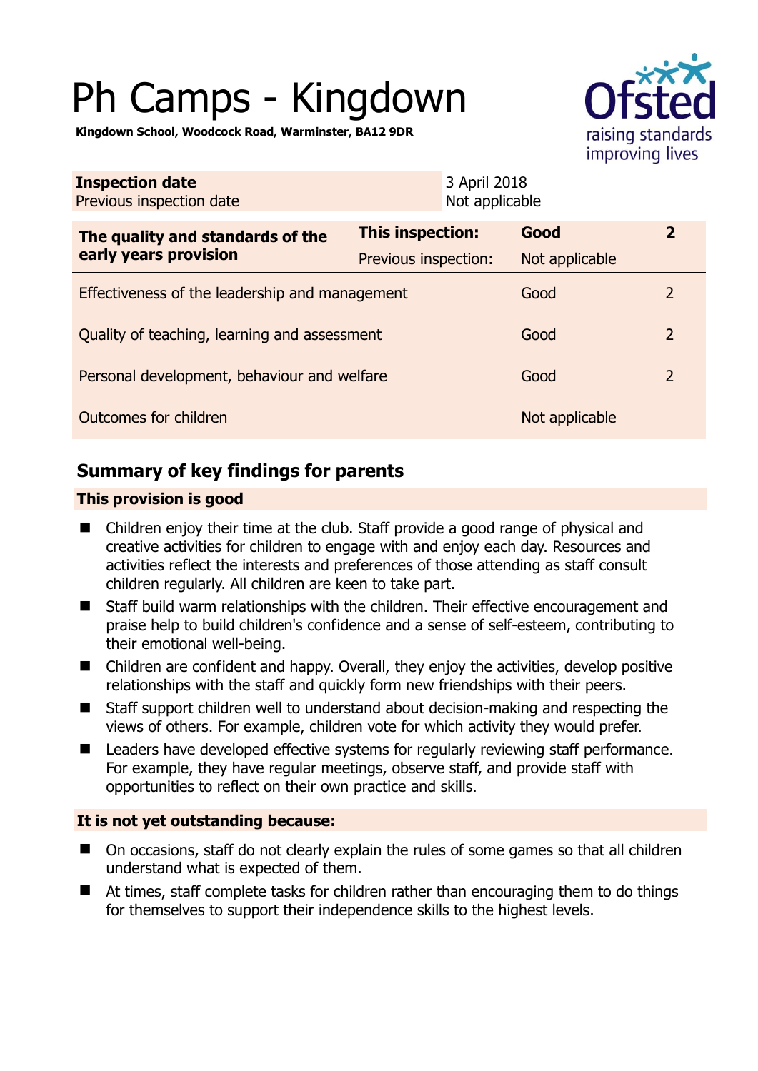# Ph Camps - Kingdown

**Kingdown School, Woodcock Road, Warminster, BA12 9DR**

| **Inspection date** | 3 April 2018 |
|---|---|
| Previous inspection date | Not applicable |

| **The quality and standards of the early years provision** | **This inspection:** | **Good** | **2** |
|---|---|---|---|
| | Previous inspection: | Not applicable | |
| Effectiveness of the leadership and management | | Good | 2 |
| Quality of teaching, learning and assessment | | Good | 2 |
| Personal development, behaviour and welfare | | Good | 2 |
| Outcomes for children | | Not applicable | |

## Summary of key findings for parents

### This provision is good

- Children enjoy their time at the club. Staff provide a good range of physical and creative activities for children to engage with and enjoy each day. Resources and activities reflect the interests and preferences of those attending as staff consult children regularly. All children are keen to take part.
- Staff build warm relationships with the children. Their effective encouragement and praise help to build children's confidence and a sense of self-esteem, contributing to their emotional well-being.
- Children are confident and happy. Overall, they enjoy the activities, develop positive relationships with the staff and quickly form new friendships with their peers.
- Staff support children well to understand about decision-making and respecting the views of others. For example, children vote for which activity they would prefer.
- Leaders have developed effective systems for regularly reviewing staff performance. For example, they have regular meetings, observe staff, and provide staff with opportunities to reflect on their own practice and skills.

### It is not yet outstanding because:

- On occasions, staff do not clearly explain the rules of some games so that all children understand what is expected of them.
- At times, staff complete tasks for children rather than encouraging them to do things for themselves to support their independence skills to the highest levels.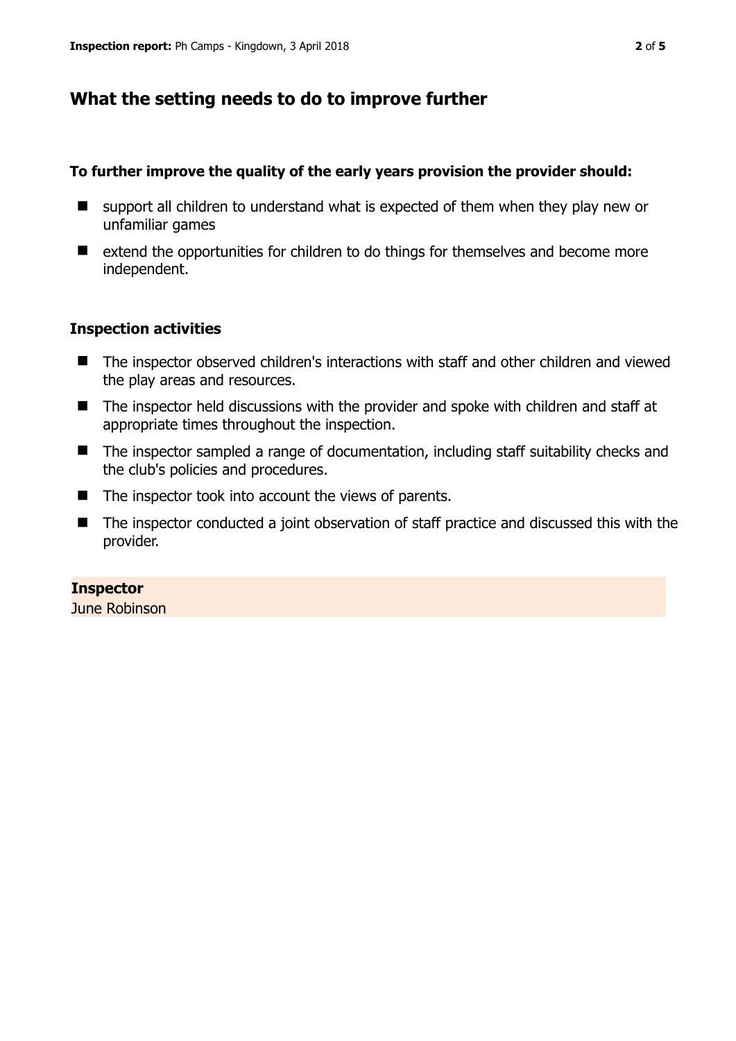## What the setting needs to do to improve further

**To further improve the quality of the early years provision the provider should:**

- support all children to understand what is expected of them when they play new or unfamiliar games
- extend the opportunities for children to do things for themselves and become more independent.

### Inspection activities

- The inspector observed children's interactions with staff and other children and viewed the play areas and resources.
- The inspector held discussions with the provider and spoke with children and staff at appropriate times throughout the inspection.
- The inspector sampled a range of documentation, including staff suitability checks and the club's policies and procedures.
- The inspector took into account the views of parents.
- The inspector conducted a joint observation of staff practice and discussed this with the provider.

**Inspector**
June Robinson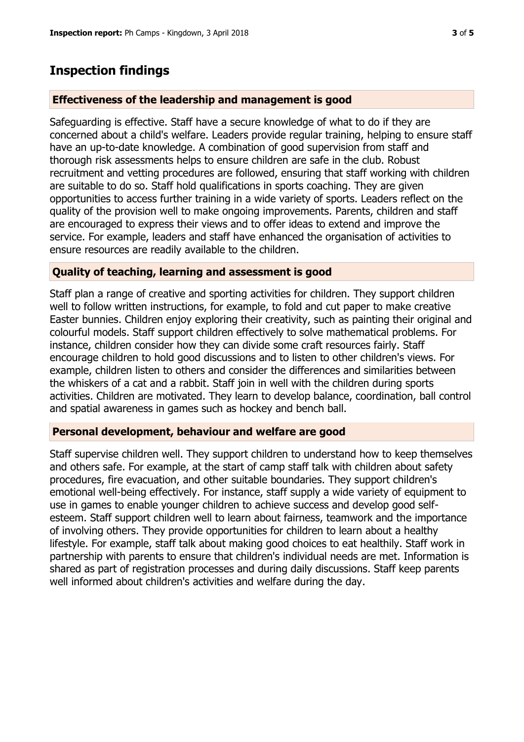## Inspection findings

### Effectiveness of the leadership and management is good

Safeguarding is effective. Staff have a secure knowledge of what to do if they are concerned about a child's welfare. Leaders provide regular training, helping to ensure staff have an up-to-date knowledge. A combination of good supervision from staff and thorough risk assessments helps to ensure children are safe in the club. Robust recruitment and vetting procedures are followed, ensuring that staff working with children are suitable to do so. Staff hold qualifications in sports coaching. They are given opportunities to access further training in a wide variety of sports. Leaders reflect on the quality of the provision well to make ongoing improvements. Parents, children and staff are encouraged to express their views and to offer ideas to extend and improve the service. For example, leaders and staff have enhanced the organisation of activities to ensure resources are readily available to the children.

### Quality of teaching, learning and assessment is good

Staff plan a range of creative and sporting activities for children. They support children well to follow written instructions, for example, to fold and cut paper to make creative Easter bunnies. Children enjoy exploring their creativity, such as painting their original and colourful models. Staff support children effectively to solve mathematical problems. For instance, children consider how they can divide some craft resources fairly. Staff encourage children to hold good discussions and to listen to other children's views. For example, children listen to others and consider the differences and similarities between the whiskers of a cat and a rabbit. Staff join in well with the children during sports activities. Children are motivated. They learn to develop balance, coordination, ball control and spatial awareness in games such as hockey and bench ball.

### Personal development, behaviour and welfare are good

Staff supervise children well. They support children to understand how to keep themselves and others safe. For example, at the start of camp staff talk with children about safety procedures, fire evacuation, and other suitable boundaries. They support children's emotional well-being effectively. For instance, staff supply a wide variety of equipment to use in games to enable younger children to achieve success and develop good self-esteem. Staff support children well to learn about fairness, teamwork and the importance of involving others. They provide opportunities for children to learn about a healthy lifestyle. For example, staff talk about making good choices to eat healthily. Staff work in partnership with parents to ensure that children's individual needs are met. Information is shared as part of registration processes and during daily discussions. Staff keep parents well informed about children's activities and welfare during the day.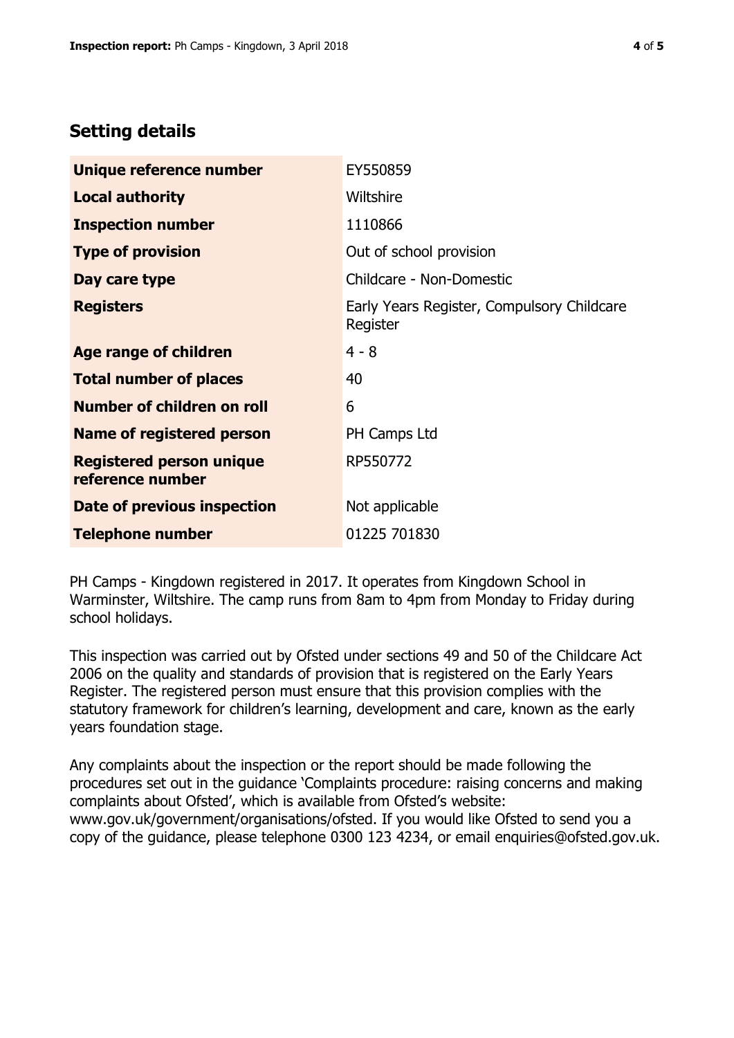## Setting details

| | |
|---|---|
| **Unique reference number** | EY550859 |
| **Local authority** | Wiltshire |
| **Inspection number** | 1110866 |
| **Type of provision** | Out of school provision |
| **Day care type** | Childcare - Non-Domestic |
| **Registers** | Early Years Register, Compulsory Childcare Register |
| **Age range of children** | 4 - 8 |
| **Total number of places** | 40 |
| **Number of children on roll** | 6 |
| **Name of registered person** | PH Camps Ltd |
| **Registered person unique reference number** | RP550772 |
| **Date of previous inspection** | Not applicable |
| **Telephone number** | 01225 701830 |

PH Camps - Kingdown registered in 2017. It operates from Kingdown School in Warminster, Wiltshire. The camp runs from 8am to 4pm from Monday to Friday during school holidays.

This inspection was carried out by Ofsted under sections 49 and 50 of the Childcare Act 2006 on the quality and standards of provision that is registered on the Early Years Register. The registered person must ensure that this provision complies with the statutory framework for children's learning, development and care, known as the early years foundation stage.

Any complaints about the inspection or the report should be made following the procedures set out in the guidance 'Complaints procedure: raising concerns and making complaints about Ofsted', which is available from Ofsted's website: www.gov.uk/government/organisations/ofsted. If you would like Ofsted to send you a copy of the guidance, please telephone 0300 123 4234, or email enquiries@ofsted.gov.uk.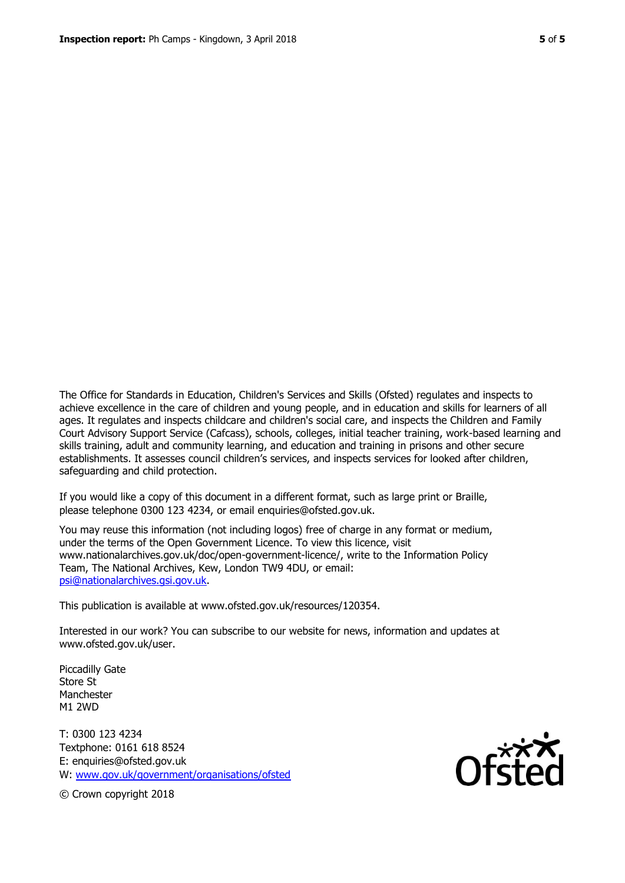The Office for Standards in Education, Children's Services and Skills (Ofsted) regulates and inspects to achieve excellence in the care of children and young people, and in education and skills for learners of all ages. It regulates and inspects childcare and children's social care, and inspects the Children and Family Court Advisory Support Service (Cafcass), schools, colleges, initial teacher training, work-based learning and skills training, adult and community learning, and education and training in prisons and other secure establishments. It assesses council children's services, and inspects services for looked after children, safeguarding and child protection.

If you would like a copy of this document in a different format, such as large print or Braille, please telephone 0300 123 4234, or email enquiries@ofsted.gov.uk.

You may reuse this information (not including logos) free of charge in any format or medium, under the terms of the Open Government Licence. To view this licence, visit www.nationalarchives.gov.uk/doc/open-government-licence/, write to the Information Policy Team, The National Archives, Kew, London TW9 4DU, or email: psi@nationalarchives.gsi.gov.uk.

This publication is available at www.ofsted.gov.uk/resources/120354.

Interested in our work? You can subscribe to our website for news, information and updates at www.ofsted.gov.uk/user.

Piccadilly Gate
Store St
Manchester
M1 2WD

T: 0300 123 4234
Textphone: 0161 618 8524
E: enquiries@ofsted.gov.uk
W: www.gov.uk/government/organisations/ofsted

© Crown copyright 2018